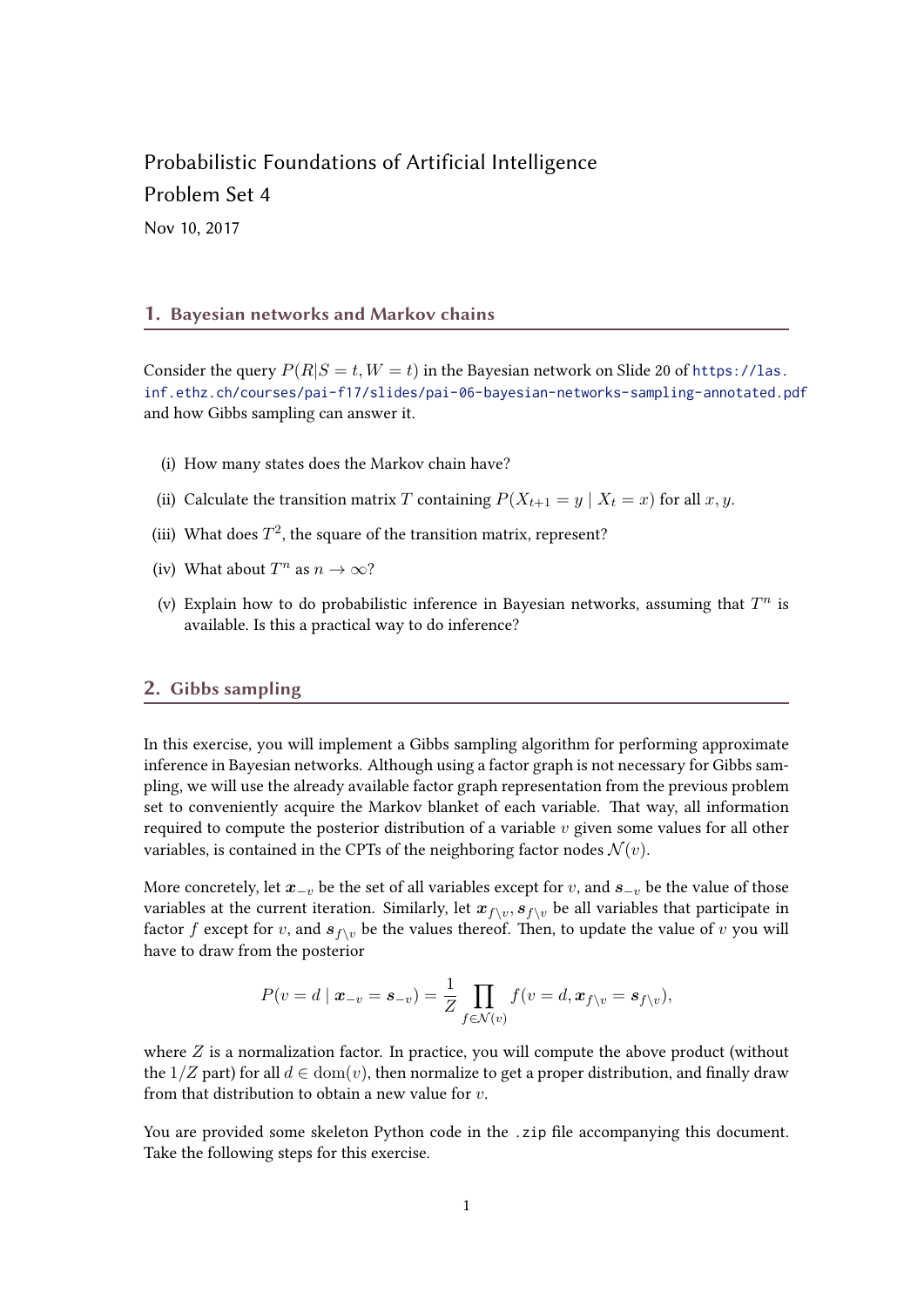Probabilistic Foundations of Artificial Intelligence

Problem Set 4

Nov 10, 2017

## 1. Bayesian networks and Markov chains

Consider the query $P(R|S = t, W = t)$ in the Bayesian network on Slide 20 of https://las.inf.ethz.ch/courses/pai-f17/slides/pai-06-bayesian-networks-sampling-annotated.pdf and how Gibbs sampling can answer it.

(i) How many states does the Markov chain have?

(ii) Calculate the transition matrix $T$ containing $P(X_{t+1} = y \mid X_t = x)$ for all $x, y$.

(iii) What does $T^2$, the square of the transition matrix, represent?

(iv) What about $T^n$ as $n \to \infty$?

(v) Explain how to do probabilistic inference in Bayesian networks, assuming that $T^n$ is available. Is this a practical way to do inference?

## 2. Gibbs sampling

In this exercise, you will implement a Gibbs sampling algorithm for performing approximate inference in Bayesian networks. Although using a factor graph is not necessary for Gibbs sampling, we will use the already available factor graph representation from the previous problem set to conveniently acquire the Markov blanket of each variable. That way, all information required to compute the posterior distribution of a variable $v$ given some values for all other variables, is contained in the CPTs of the neighboring factor nodes $\mathcal{N}(v)$.

More concretely, let $\boldsymbol{x}_{-v}$ be the set of all variables except for $v$, and $\boldsymbol{s}_{-v}$ be the value of those variables at the current iteration. Similarly, let $\boldsymbol{x}_{f\setminus v}, \boldsymbol{s}_{f\setminus v}$ be all variables that participate in factor $f$ except for $v$, and $\boldsymbol{s}_{f\setminus v}$ be the values thereof. Then, to update the value of $v$ you will have to draw from the posterior

$$P(v = d \mid \boldsymbol{x}_{-v} = \boldsymbol{s}_{-v}) = \frac{1}{Z} \prod_{f \in \mathcal{N}(v)} f(v = d, \boldsymbol{x}_{f\setminus v} = \boldsymbol{s}_{f\setminus v}),$$

where $Z$ is a normalization factor. In practice, you will compute the above product (without the $1/Z$ part) for all $d \in \mathrm{dom}(v)$, then normalize to get a proper distribution, and finally draw from that distribution to obtain a new value for $v$.

You are provided some skeleton Python code in the .zip file accompanying this document. Take the following steps for this exercise.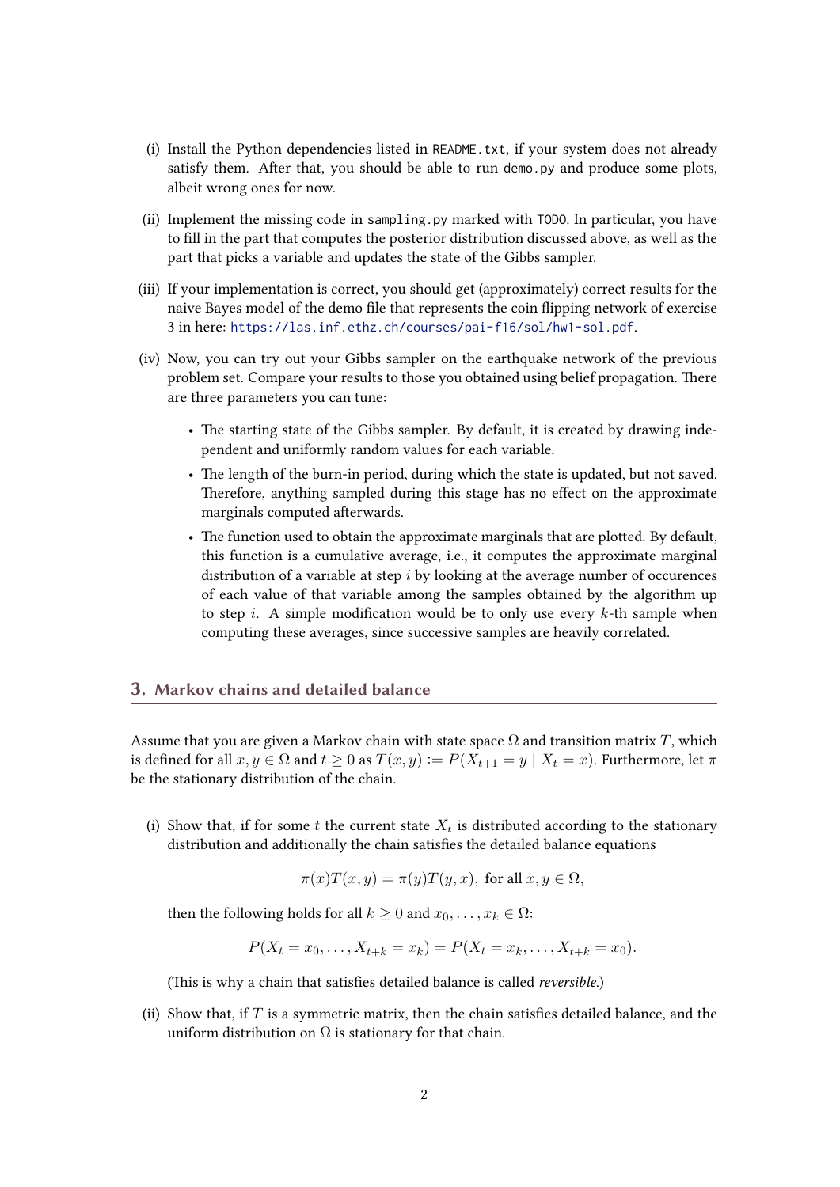(i) Install the Python dependencies listed in `README.txt`, if your system does not already satisfy them. After that, you should be able to run `demo.py` and produce some plots, albeit wrong ones for now.

(ii) Implement the missing code in `sampling.py` marked with `TODO`. In particular, you have to fill in the part that computes the posterior distribution discussed above, as well as the part that picks a variable and updates the state of the Gibbs sampler.

(iii) If your implementation is correct, you should get (approximately) correct results for the naive Bayes model of the demo file that represents the coin flipping network of exercise 3 in here: https://las.inf.ethz.ch/courses/pai-f16/sol/hw1-sol.pdf.

(iv) Now, you can try out your Gibbs sampler on the earthquake network of the previous problem set. Compare your results to those you obtained using belief propagation. There are three parameters you can tune:

- The starting state of the Gibbs sampler. By default, it is created by drawing independent and uniformly random values for each variable.
- The length of the burn-in period, during which the state is updated, but not saved. Therefore, anything sampled during this stage has no effect on the approximate marginals computed afterwards.
- The function used to obtain the approximate marginals that are plotted. By default, this function is a cumulative average, i.e., it computes the approximate marginal distribution of a variable at step $i$ by looking at the average number of occurences of each value of that variable among the samples obtained by the algorithm up to step $i$. A simple modification would be to only use every $k$-th sample when computing these averages, since successive samples are heavily correlated.

## 3. Markov chains and detailed balance

Assume that you are given a Markov chain with state space $\Omega$ and transition matrix $T$, which is defined for all $x, y \in \Omega$ and $t \geq 0$ as $T(x, y) := P(X_{t+1} = y \mid X_t = x)$. Furthermore, let $\pi$ be the stationary distribution of the chain.

(i) Show that, if for some $t$ the current state $X_t$ is distributed according to the stationary distribution and additionally the chain satisfies the detailed balance equations

$$\pi(x)T(x, y) = \pi(y)T(y, x), \text{ for all } x, y \in \Omega,$$

then the following holds for all $k \geq 0$ and $x_0, \ldots, x_k \in \Omega$:

$$P(X_t = x_0, \ldots, X_{t+k} = x_k) = P(X_t = x_k, \ldots, X_{t+k} = x_0).$$

(This is why a chain that satisfies detailed balance is called *reversible*.)

(ii) Show that, if $T$ is a symmetric matrix, then the chain satisfies detailed balance, and the uniform distribution on $\Omega$ is stationary for that chain.